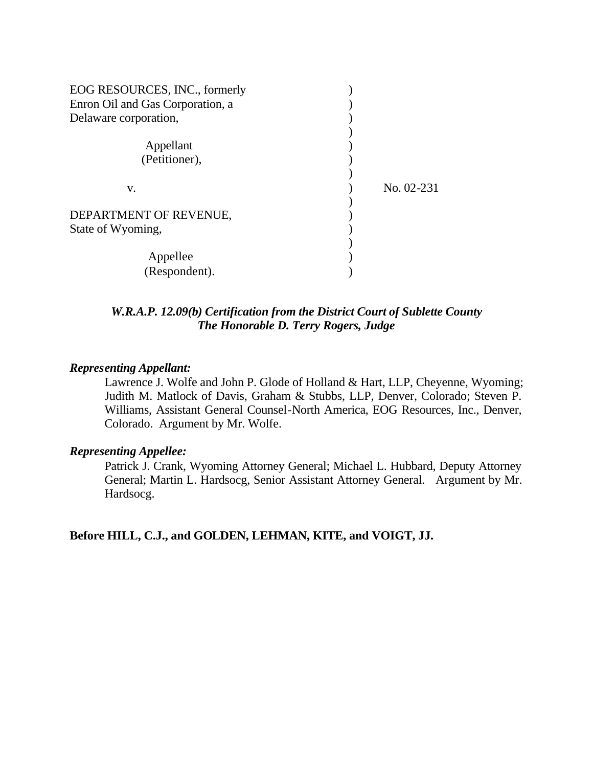EOG RESOURCES, INC., formerly Enron Oil and Gas Corporation, a Delaware corporation,

Appellant
(Petitioner),

v.

No. 02-231

DEPARTMENT OF REVENUE, State of Wyoming,

Appellee
(Respondent).

***W.R.A.P. 12.09(b) Certification from the District Court of Sublette County***
***The Honorable D. Terry Rogers, Judge***

***Representing Appellant:***

Lawrence J. Wolfe and John P. Glode of Holland & Hart, LLP, Cheyenne, Wyoming; Judith M. Matlock of Davis, Graham & Stubbs, LLP, Denver, Colorado; Steven P. Williams, Assistant General Counsel-North America, EOG Resources, Inc., Denver, Colorado. Argument by Mr. Wolfe.

***Representing Appellee:***

Patrick J. Crank, Wyoming Attorney General; Michael L. Hubbard, Deputy Attorney General; Martin L. Hardsocg, Senior Assistant Attorney General. Argument by Mr. Hardsocg.

**Before HILL, C.J., and GOLDEN, LEHMAN, KITE, and VOIGT, JJ.**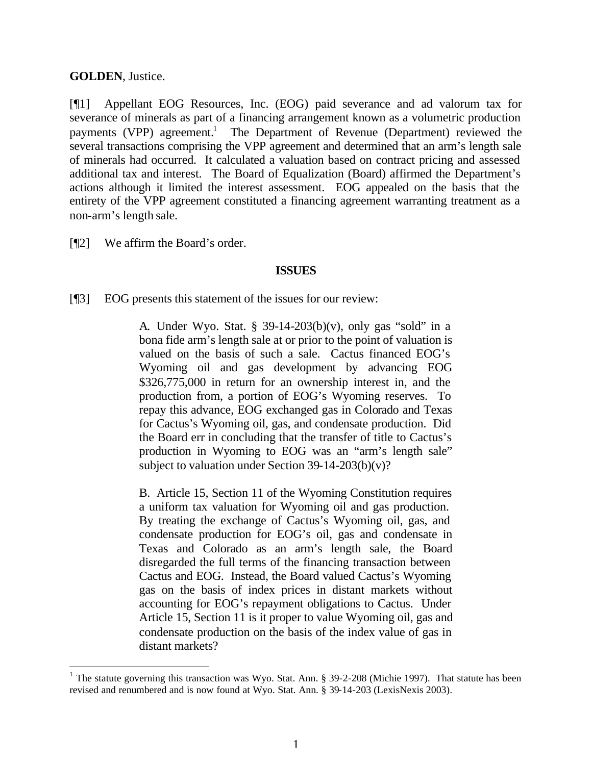**GOLDEN**, Justice.

[¶1] Appellant EOG Resources, Inc. (EOG) paid severance and ad valorum tax for severance of minerals as part of a financing arrangement known as a volumetric production payments (VPP) agreement.[1] The Department of Revenue (Department) reviewed the several transactions comprising the VPP agreement and determined that an arm's length sale of minerals had occurred. It calculated a valuation based on contract pricing and assessed additional tax and interest. The Board of Equalization (Board) affirmed the Department's actions although it limited the interest assessment. EOG appealed on the basis that the entirety of the VPP agreement constituted a financing agreement warranting treatment as a non-arm's length sale.

[¶2] We affirm the Board's order.

## ISSUES

[¶3] EOG presents this statement of the issues for our review:

> A. Under Wyo. Stat. § 39-14-203(b)(v), only gas "sold" in a bona fide arm's length sale at or prior to the point of valuation is valued on the basis of such a sale. Cactus financed EOG's Wyoming oil and gas development by advancing EOG $326,775,000 in return for an ownership interest in, and the production from, a portion of EOG's Wyoming reserves. To repay this advance, EOG exchanged gas in Colorado and Texas for Cactus's Wyoming oil, gas, and condensate production. Did the Board err in concluding that the transfer of title to Cactus's production in Wyoming to EOG was an "arm's length sale" subject to valuation under Section 39-14-203(b)(v)?
>
> B. Article 15, Section 11 of the Wyoming Constitution requires a uniform tax valuation for Wyoming oil and gas production. By treating the exchange of Cactus's Wyoming oil, gas, and condensate production for EOG's oil, gas and condensate in Texas and Colorado as an arm's length sale, the Board disregarded the full terms of the financing transaction between Cactus and EOG. Instead, the Board valued Cactus's Wyoming gas on the basis of index prices in distant markets without accounting for EOG's repayment obligations to Cactus. Under Article 15, Section 11 is it proper to value Wyoming oil, gas and condensate production on the basis of the index value of gas in distant markets?

[1] The statute governing this transaction was Wyo. Stat. Ann. § 39-2-208 (Michie 1997). That statute has been revised and renumbered and is now found at Wyo. Stat. Ann. § 39-14-203 (LexisNexis 2003).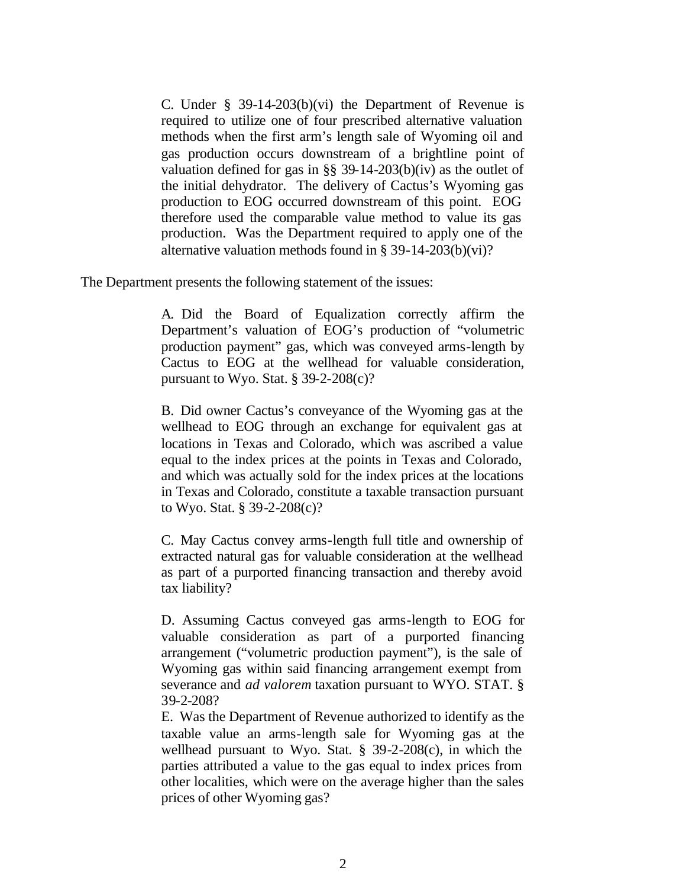> C. Under § 39-14-203(b)(vi) the Department of Revenue is required to utilize one of four prescribed alternative valuation methods when the first arm's length sale of Wyoming oil and gas production occurs downstream of a brightline point of valuation defined for gas in §§ 39-14-203(b)(iv) as the outlet of the initial dehydrator. The delivery of Cactus's Wyoming gas production to EOG occurred downstream of this point. EOG therefore used the comparable value method to value its gas production. Was the Department required to apply one of the alternative valuation methods found in § 39-14-203(b)(vi)?

The Department presents the following statement of the issues:

> A. Did the Board of Equalization correctly affirm the Department's valuation of EOG's production of "volumetric production payment" gas, which was conveyed arms-length by Cactus to EOG at the wellhead for valuable consideration, pursuant to Wyo. Stat. § 39-2-208(c)?
>
> B. Did owner Cactus's conveyance of the Wyoming gas at the wellhead to EOG through an exchange for equivalent gas at locations in Texas and Colorado, which was ascribed a value equal to the index prices at the points in Texas and Colorado, and which was actually sold for the index prices at the locations in Texas and Colorado, constitute a taxable transaction pursuant to Wyo. Stat. § 39-2-208(c)?
>
> C. May Cactus convey arms-length full title and ownership of extracted natural gas for valuable consideration at the wellhead as part of a purported financing transaction and thereby avoid tax liability?
>
> D. Assuming Cactus conveyed gas arms-length to EOG for valuable consideration as part of a purported financing arrangement ("volumetric production payment"), is the sale of Wyoming gas within said financing arrangement exempt from severance and *ad valorem* taxation pursuant to WYO. STAT. § 39-2-208?
>
> E. Was the Department of Revenue authorized to identify as the taxable value an arms-length sale for Wyoming gas at the wellhead pursuant to Wyo. Stat. § 39-2-208(c), in which the parties attributed a value to the gas equal to index prices from other localities, which were on the average higher than the sales prices of other Wyoming gas?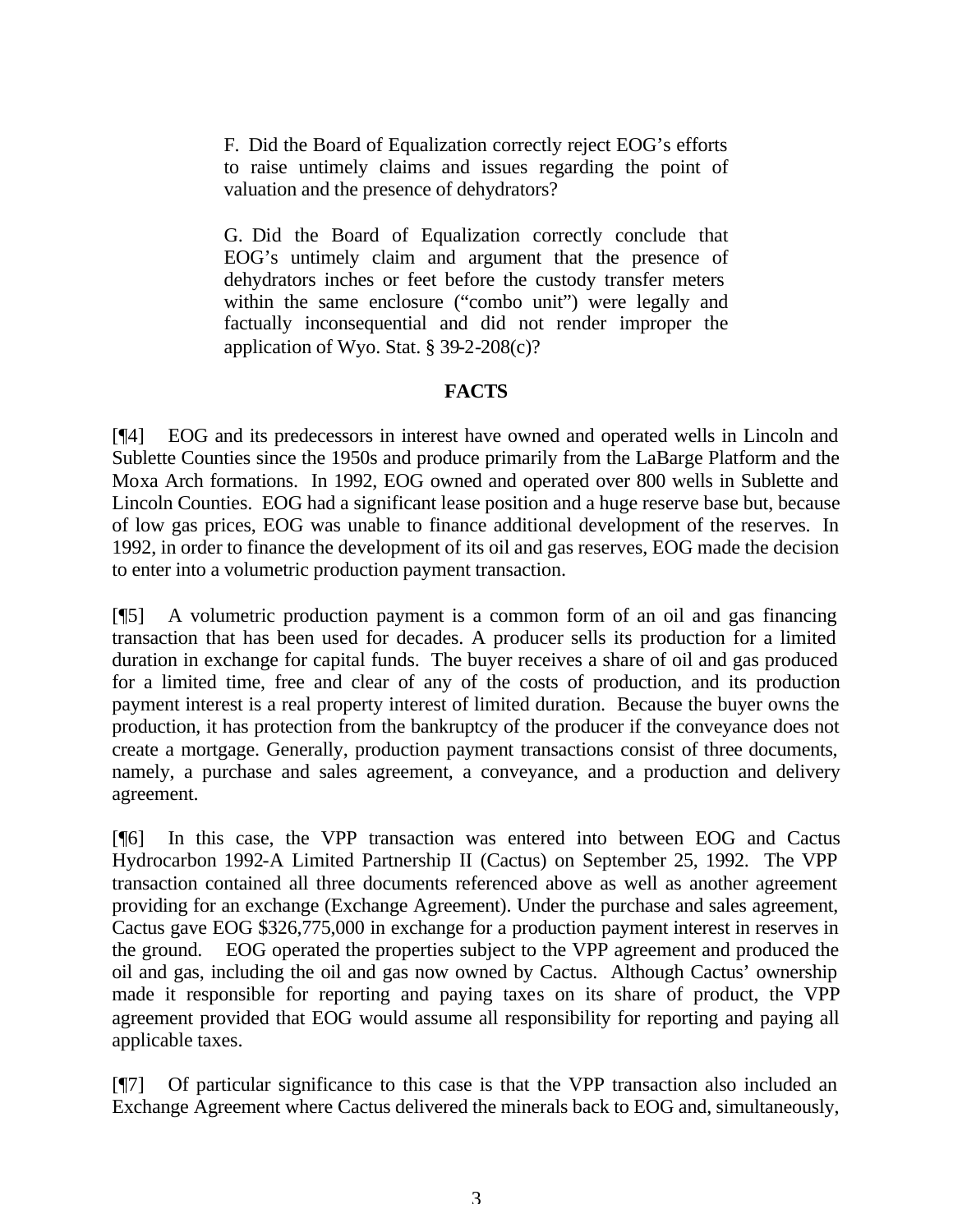> F. Did the Board of Equalization correctly reject EOG's efforts to raise untimely claims and issues regarding the point of valuation and the presence of dehydrators?
>
> G. Did the Board of Equalization correctly conclude that EOG's untimely claim and argument that the presence of dehydrators inches or feet before the custody transfer meters within the same enclosure ("combo unit") were legally and factually inconsequential and did not render improper the application of Wyo. Stat. § 39-2-208(c)?

## FACTS

[¶4] EOG and its predecessors in interest have owned and operated wells in Lincoln and Sublette Counties since the 1950s and produce primarily from the LaBarge Platform and the Moxa Arch formations. In 1992, EOG owned and operated over 800 wells in Sublette and Lincoln Counties. EOG had a significant lease position and a huge reserve base but, because of low gas prices, EOG was unable to finance additional development of the reserves. In 1992, in order to finance the development of its oil and gas reserves, EOG made the decision to enter into a volumetric production payment transaction.

[¶5] A volumetric production payment is a common form of an oil and gas financing transaction that has been used for decades. A producer sells its production for a limited duration in exchange for capital funds. The buyer receives a share of oil and gas produced for a limited time, free and clear of any of the costs of production, and its production payment interest is a real property interest of limited duration. Because the buyer owns the production, it has protection from the bankruptcy of the producer if the conveyance does not create a mortgage. Generally, production payment transactions consist of three documents, namely, a purchase and sales agreement, a conveyance, and a production and delivery agreement.

[¶6] In this case, the VPP transaction was entered into between EOG and Cactus Hydrocarbon 1992-A Limited Partnership II (Cactus) on September 25, 1992. The VPP transaction contained all three documents referenced above as well as another agreement providing for an exchange (Exchange Agreement). Under the purchase and sales agreement, Cactus gave EOG $326,775,000 in exchange for a production payment interest in reserves in the ground. EOG operated the properties subject to the VPP agreement and produced the oil and gas, including the oil and gas now owned by Cactus. Although Cactus' ownership made it responsible for reporting and paying taxes on its share of product, the VPP agreement provided that EOG would assume all responsibility for reporting and paying all applicable taxes.

[¶7] Of particular significance to this case is that the VPP transaction also included an Exchange Agreement where Cactus delivered the minerals back to EOG and, simultaneously,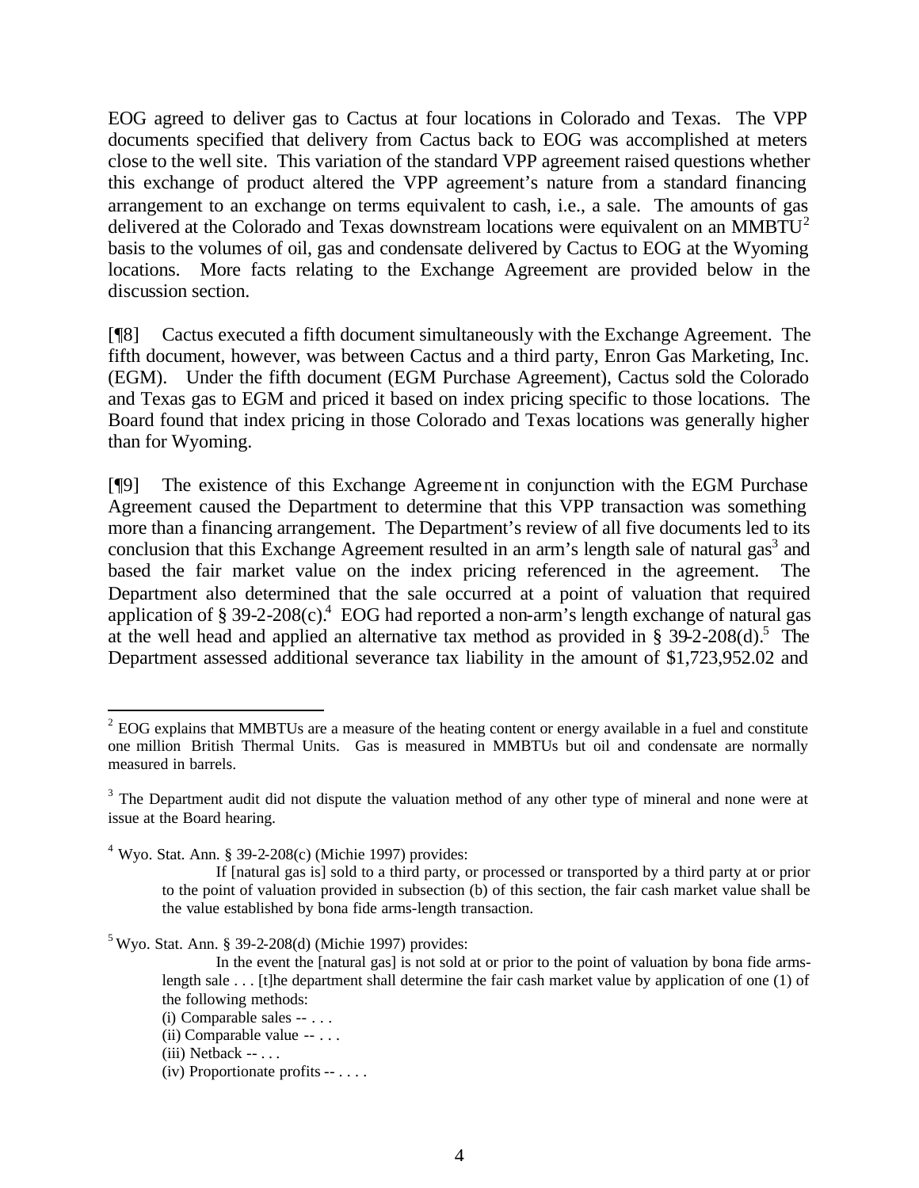EOG agreed to deliver gas to Cactus at four locations in Colorado and Texas. The VPP documents specified that delivery from Cactus back to EOG was accomplished at meters close to the well site. This variation of the standard VPP agreement raised questions whether this exchange of product altered the VPP agreement's nature from a standard financing arrangement to an exchange on terms equivalent to cash, i.e., a sale. The amounts of gas delivered at the Colorado and Texas downstream locations were equivalent on an MMBTU[2] basis to the volumes of oil, gas and condensate delivered by Cactus to EOG at the Wyoming locations. More facts relating to the Exchange Agreement are provided below in the discussion section.

[¶8] Cactus executed a fifth document simultaneously with the Exchange Agreement. The fifth document, however, was between Cactus and a third party, Enron Gas Marketing, Inc. (EGM). Under the fifth document (EGM Purchase Agreement), Cactus sold the Colorado and Texas gas to EGM and priced it based on index pricing specific to those locations. The Board found that index pricing in those Colorado and Texas locations was generally higher than for Wyoming.

[¶9] The existence of this Exchange Agreement in conjunction with the EGM Purchase Agreement caused the Department to determine that this VPP transaction was something more than a financing arrangement. The Department's review of all five documents led to its conclusion that this Exchange Agreement resulted in an arm's length sale of natural gas[3] and based the fair market value on the index pricing referenced in the agreement. The Department also determined that the sale occurred at a point of valuation that required application of § 39-2-208(c).[4] EOG had reported a non-arm's length exchange of natural gas at the well head and applied an alternative tax method as provided in § 39-2-208(d).[5] The Department assessed additional severance tax liability in the amount of $1,723,952.02 and

---

[2] EOG explains that MMBTUs are a measure of the heating content or energy available in a fuel and constitute one million British Thermal Units. Gas is measured in MMBTUs but oil and condensate are normally measured in barrels.

[3] The Department audit did not dispute the valuation method of any other type of mineral and none were at issue at the Board hearing.

[4] Wyo. Stat. Ann. § 39-2-208(c) (Michie 1997) provides:

> If [natural gas is] sold to a third party, or processed or transported by a third party at or prior to the point of valuation provided in subsection (b) of this section, the fair cash market value shall be the value established by bona fide arms-length transaction.

[5] Wyo. Stat. Ann. § 39-2-208(d) (Michie 1997) provides:

> In the event the [natural gas] is not sold at or prior to the point of valuation by bona fide arms-length sale . . . [t]he department shall determine the fair cash market value by application of one (1) of the following methods:
>
> (i) Comparable sales -- . . .
>
> (ii) Comparable value -- . . .
>
> (iii) Netback -- . . .
>
> (iv) Proportionate profits -- . . . .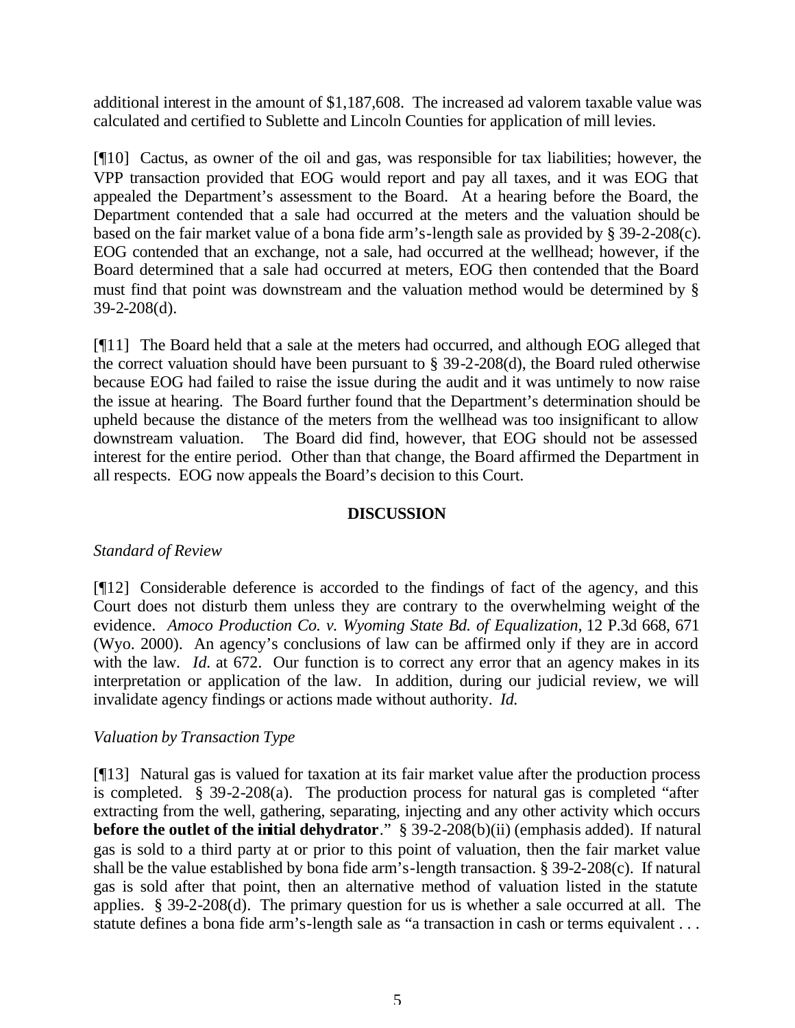additional interest in the amount of $1,187,608. The increased ad valorem taxable value was calculated and certified to Sublette and Lincoln Counties for application of mill levies.

[¶10] Cactus, as owner of the oil and gas, was responsible for tax liabilities; however, the VPP transaction provided that EOG would report and pay all taxes, and it was EOG that appealed the Department's assessment to the Board. At a hearing before the Board, the Department contended that a sale had occurred at the meters and the valuation should be based on the fair market value of a bona fide arm's-length sale as provided by § 39-2-208(c). EOG contended that an exchange, not a sale, had occurred at the wellhead; however, if the Board determined that a sale had occurred at meters, EOG then contended that the Board must find that point was downstream and the valuation method would be determined by § 39-2-208(d).

[¶11] The Board held that a sale at the meters had occurred, and although EOG alleged that the correct valuation should have been pursuant to § 39-2-208(d), the Board ruled otherwise because EOG had failed to raise the issue during the audit and it was untimely to now raise the issue at hearing. The Board further found that the Department's determination should be upheld because the distance of the meters from the wellhead was too insignificant to allow downstream valuation. The Board did find, however, that EOG should not be assessed interest for the entire period. Other than that change, the Board affirmed the Department in all respects. EOG now appeals the Board's decision to this Court.

## DISCUSSION

*Standard of Review*

[¶12] Considerable deference is accorded to the findings of fact of the agency, and this Court does not disturb them unless they are contrary to the overwhelming weight of the evidence. *Amoco Production Co. v. Wyoming State Bd. of Equalization*, 12 P.3d 668, 671 (Wyo. 2000). An agency's conclusions of law can be affirmed only if they are in accord with the law. *Id.* at 672. Our function is to correct any error that an agency makes in its interpretation or application of the law. In addition, during our judicial review, we will invalidate agency findings or actions made without authority. *Id.*

*Valuation by Transaction Type*

[¶13] Natural gas is valued for taxation at its fair market value after the production process is completed. § 39-2-208(a). The production process for natural gas is completed "after extracting from the well, gathering, separating, injecting and any other activity which occurs **before the outlet of the initial dehydrator**." § 39-2-208(b)(ii) (emphasis added). If natural gas is sold to a third party at or prior to this point of valuation, then the fair market value shall be the value established by bona fide arm's-length transaction. § 39-2-208(c). If natural gas is sold after that point, then an alternative method of valuation listed in the statute applies. § 39-2-208(d). The primary question for us is whether a sale occurred at all. The statute defines a bona fide arm's-length sale as "a transaction in cash or terms equivalent . . .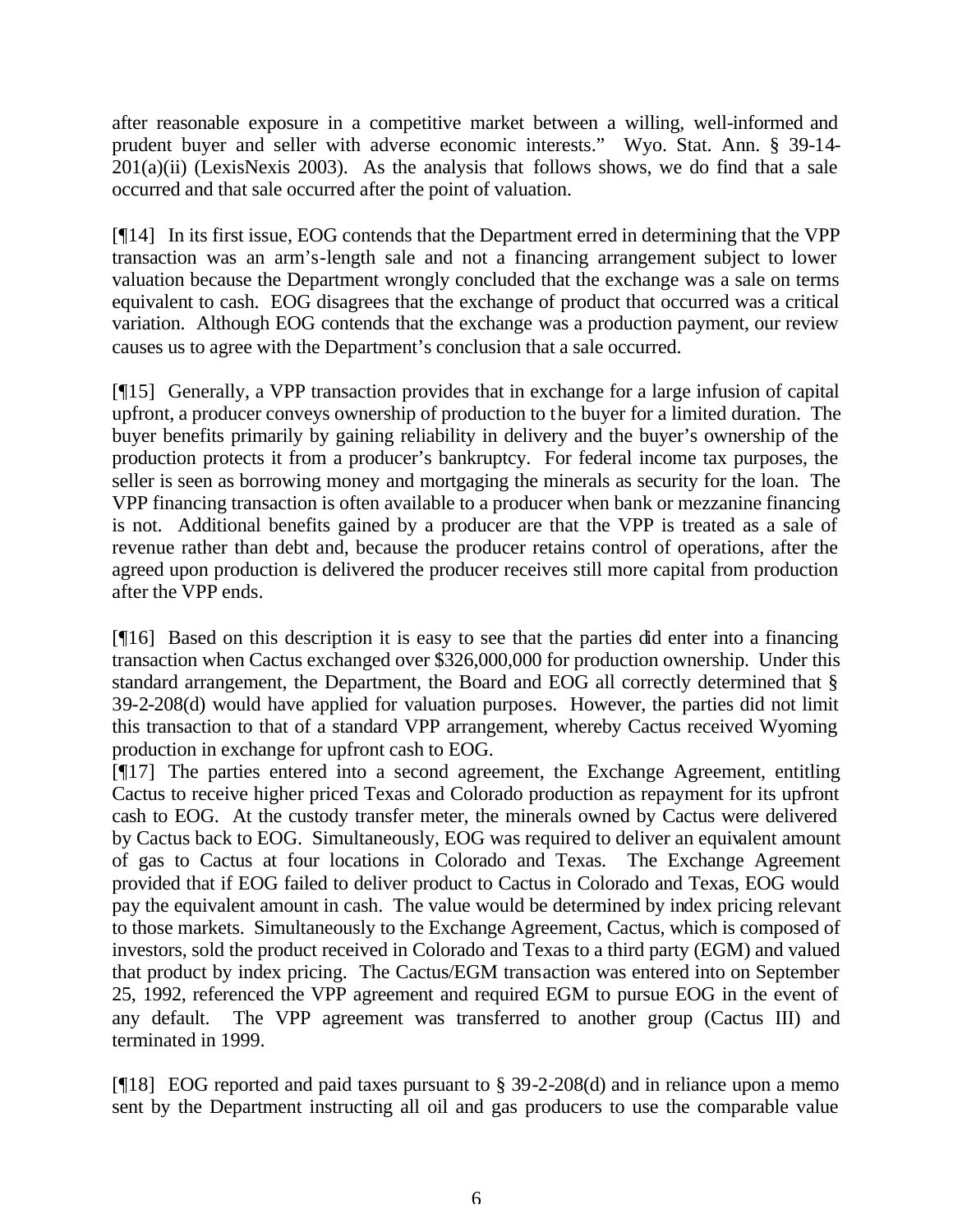after reasonable exposure in a competitive market between a willing, well-informed and prudent buyer and seller with adverse economic interests." Wyo. Stat. Ann. § 39-14-201(a)(ii) (LexisNexis 2003). As the analysis that follows shows, we do find that a sale occurred and that sale occurred after the point of valuation.

[¶14] In its first issue, EOG contends that the Department erred in determining that the VPP transaction was an arm's-length sale and not a financing arrangement subject to lower valuation because the Department wrongly concluded that the exchange was a sale on terms equivalent to cash. EOG disagrees that the exchange of product that occurred was a critical variation. Although EOG contends that the exchange was a production payment, our review causes us to agree with the Department's conclusion that a sale occurred.

[¶15] Generally, a VPP transaction provides that in exchange for a large infusion of capital upfront, a producer conveys ownership of production to the buyer for a limited duration. The buyer benefits primarily by gaining reliability in delivery and the buyer's ownership of the production protects it from a producer's bankruptcy. For federal income tax purposes, the seller is seen as borrowing money and mortgaging the minerals as security for the loan. The VPP financing transaction is often available to a producer when bank or mezzanine financing is not. Additional benefits gained by a producer are that the VPP is treated as a sale of revenue rather than debt and, because the producer retains control of operations, after the agreed upon production is delivered the producer receives still more capital from production after the VPP ends.

[¶16] Based on this description it is easy to see that the parties did enter into a financing transaction when Cactus exchanged over $326,000,000 for production ownership. Under this standard arrangement, the Department, the Board and EOG all correctly determined that § 39-2-208(d) would have applied for valuation purposes. However, the parties did not limit this transaction to that of a standard VPP arrangement, whereby Cactus received Wyoming production in exchange for upfront cash to EOG.

[¶17] The parties entered into a second agreement, the Exchange Agreement, entitling Cactus to receive higher priced Texas and Colorado production as repayment for its upfront cash to EOG. At the custody transfer meter, the minerals owned by Cactus were delivered by Cactus back to EOG. Simultaneously, EOG was required to deliver an equivalent amount of gas to Cactus at four locations in Colorado and Texas. The Exchange Agreement provided that if EOG failed to deliver product to Cactus in Colorado and Texas, EOG would pay the equivalent amount in cash. The value would be determined by index pricing relevant to those markets. Simultaneously to the Exchange Agreement, Cactus, which is composed of investors, sold the product received in Colorado and Texas to a third party (EGM) and valued that product by index pricing. The Cactus/EGM transaction was entered into on September 25, 1992, referenced the VPP agreement and required EGM to pursue EOG in the event of any default. The VPP agreement was transferred to another group (Cactus III) and terminated in 1999.

[¶18] EOG reported and paid taxes pursuant to § 39-2-208(d) and in reliance upon a memo sent by the Department instructing all oil and gas producers to use the comparable value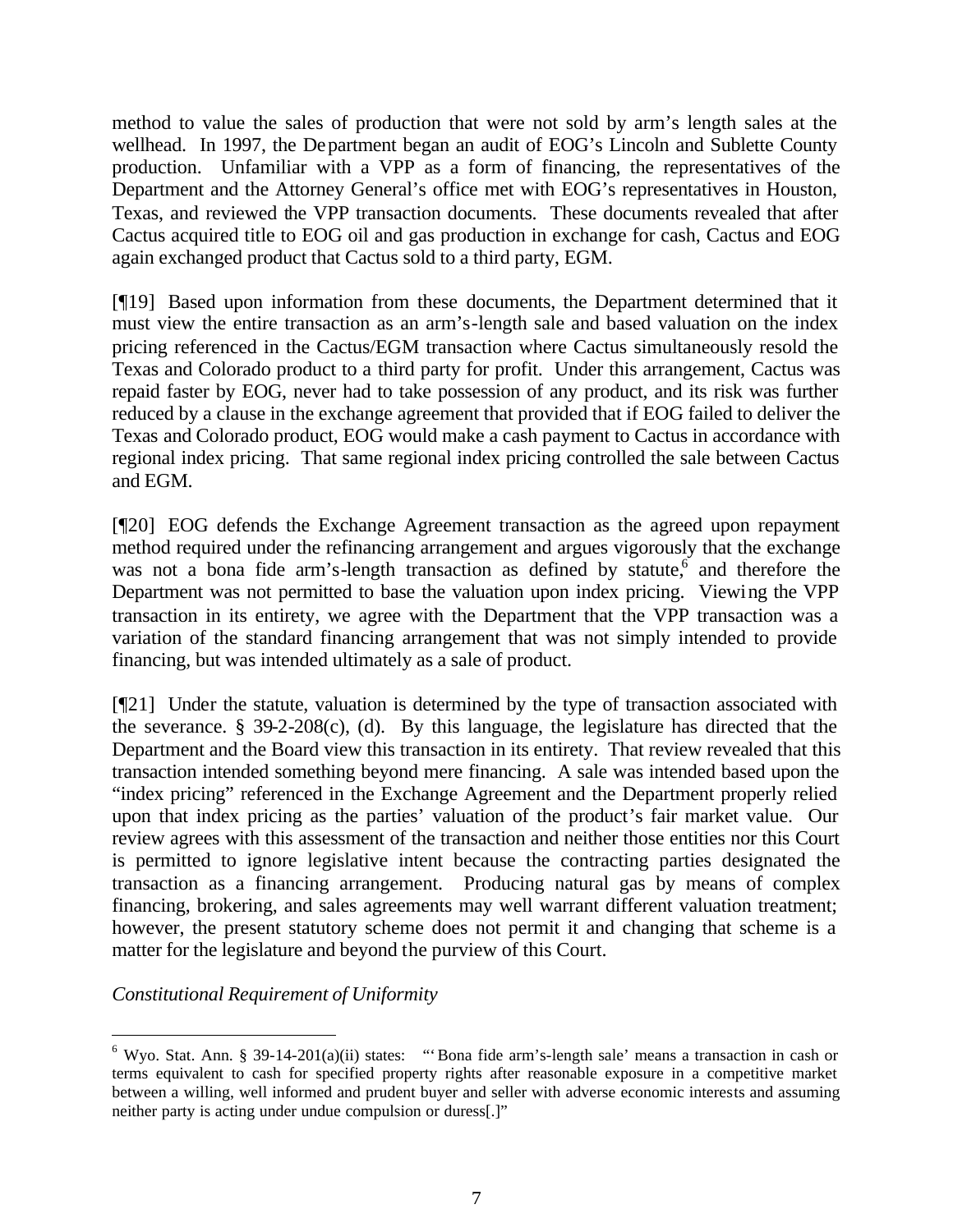method to value the sales of production that were not sold by arm's length sales at the wellhead. In 1997, the Department began an audit of EOG's Lincoln and Sublette County production. Unfamiliar with a VPP as a form of financing, the representatives of the Department and the Attorney General's office met with EOG's representatives in Houston, Texas, and reviewed the VPP transaction documents. These documents revealed that after Cactus acquired title to EOG oil and gas production in exchange for cash, Cactus and EOG again exchanged product that Cactus sold to a third party, EGM.

[¶19] Based upon information from these documents, the Department determined that it must view the entire transaction as an arm's-length sale and based valuation on the index pricing referenced in the Cactus/EGM transaction where Cactus simultaneously resold the Texas and Colorado product to a third party for profit. Under this arrangement, Cactus was repaid faster by EOG, never had to take possession of any product, and its risk was further reduced by a clause in the exchange agreement that provided that if EOG failed to deliver the Texas and Colorado product, EOG would make a cash payment to Cactus in accordance with regional index pricing. That same regional index pricing controlled the sale between Cactus and EGM.

[¶20] EOG defends the Exchange Agreement transaction as the agreed upon repayment method required under the refinancing arrangement and argues vigorously that the exchange was not a bona fide arm's-length transaction as defined by statute,[6] and therefore the Department was not permitted to base the valuation upon index pricing. Viewing the VPP transaction in its entirety, we agree with the Department that the VPP transaction was a variation of the standard financing arrangement that was not simply intended to provide financing, but was intended ultimately as a sale of product.

[¶21] Under the statute, valuation is determined by the type of transaction associated with the severance. § 39-2-208(c), (d). By this language, the legislature has directed that the Department and the Board view this transaction in its entirety. That review revealed that this transaction intended something beyond mere financing. A sale was intended based upon the "index pricing" referenced in the Exchange Agreement and the Department properly relied upon that index pricing as the parties' valuation of the product's fair market value. Our review agrees with this assessment of the transaction and neither those entities nor this Court is permitted to ignore legislative intent because the contracting parties designated the transaction as a financing arrangement. Producing natural gas by means of complex financing, brokering, and sales agreements may well warrant different valuation treatment; however, the present statutory scheme does not permit it and changing that scheme is a matter for the legislature and beyond the purview of this Court.

*Constitutional Requirement of Uniformity*

[6] Wyo. Stat. Ann. § 39-14-201(a)(ii) states: "'Bona fide arm's-length sale' means a transaction in cash or terms equivalent to cash for specified property rights after reasonable exposure in a competitive market between a willing, well informed and prudent buyer and seller with adverse economic interests and assuming neither party is acting under undue compulsion or duress[.]"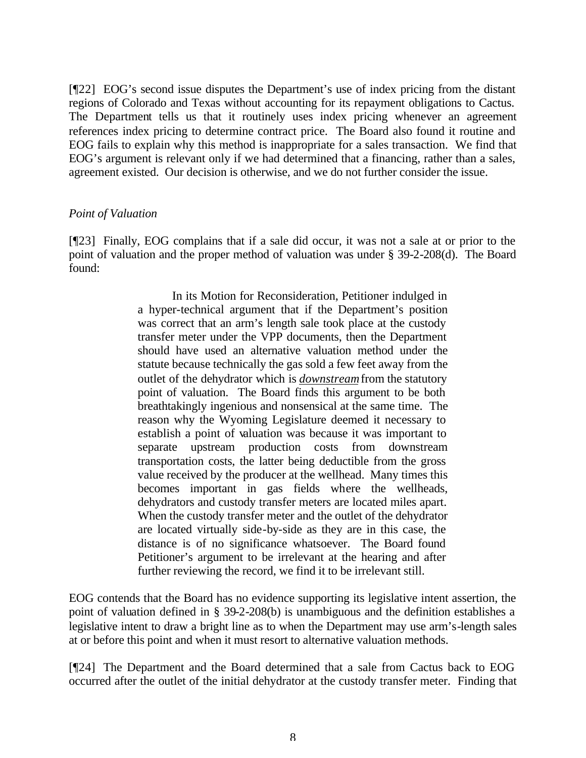[¶22] EOG's second issue disputes the Department's use of index pricing from the distant regions of Colorado and Texas without accounting for its repayment obligations to Cactus. The Department tells us that it routinely uses index pricing whenever an agreement references index pricing to determine contract price. The Board also found it routine and EOG fails to explain why this method is inappropriate for a sales transaction. We find that EOG's argument is relevant only if we had determined that a financing, rather than a sales, agreement existed. Our decision is otherwise, and we do not further consider the issue.

*Point of Valuation*

[¶23] Finally, EOG complains that if a sale did occur, it was not a sale at or prior to the point of valuation and the proper method of valuation was under § 39-2-208(d). The Board found:

> In its Motion for Reconsideration, Petitioner indulged in a hyper-technical argument that if the Department's position was correct that an arm's length sale took place at the custody transfer meter under the VPP documents, then the Department should have used an alternative valuation method under the statute because technically the gas sold a few feet away from the outlet of the dehydrator which is ***downstream*** from the statutory point of valuation. The Board finds this argument to be both breathtakingly ingenious and nonsensical at the same time. The reason why the Wyoming Legislature deemed it necessary to establish a point of valuation was because it was important to separate upstream production costs from downstream transportation costs, the latter being deductible from the gross value received by the producer at the wellhead. Many times this becomes important in gas fields where the wellheads, dehydrators and custody transfer meters are located miles apart. When the custody transfer meter and the outlet of the dehydrator are located virtually side-by-side as they are in this case, the distance is of no significance whatsoever. The Board found Petitioner's argument to be irrelevant at the hearing and after further reviewing the record, we find it to be irrelevant still.

EOG contends that the Board has no evidence supporting its legislative intent assertion, the point of valuation defined in § 39-2-208(b) is unambiguous and the definition establishes a legislative intent to draw a bright line as to when the Department may use arm's-length sales at or before this point and when it must resort to alternative valuation methods.

[¶24] The Department and the Board determined that a sale from Cactus back to EOG occurred after the outlet of the initial dehydrator at the custody transfer meter. Finding that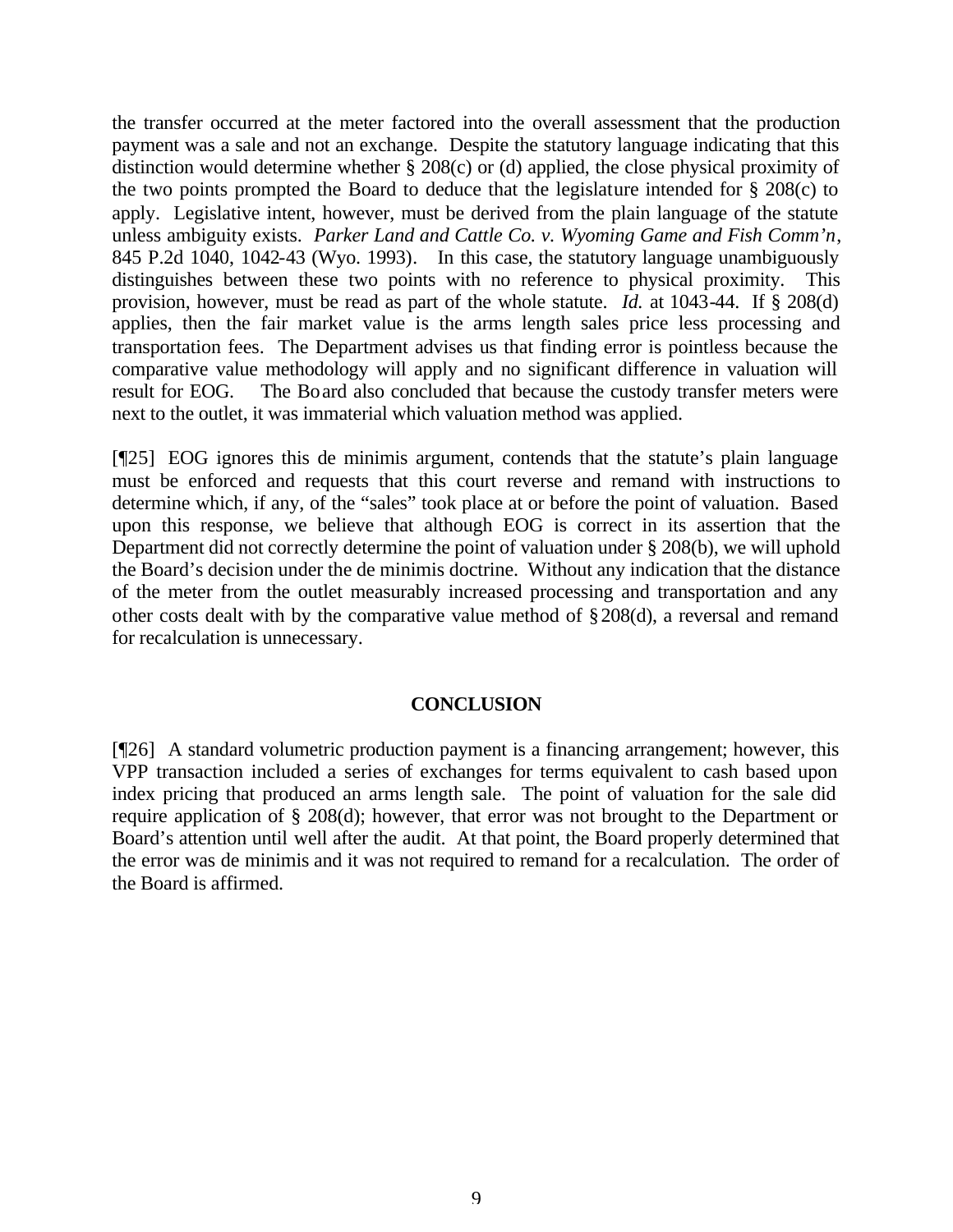the transfer occurred at the meter factored into the overall assessment that the production payment was a sale and not an exchange. Despite the statutory language indicating that this distinction would determine whether § 208(c) or (d) applied, the close physical proximity of the two points prompted the Board to deduce that the legislature intended for § 208(c) to apply. Legislative intent, however, must be derived from the plain language of the statute unless ambiguity exists. *Parker Land and Cattle Co. v. Wyoming Game and Fish Comm'n*, 845 P.2d 1040, 1042-43 (Wyo. 1993). In this case, the statutory language unambiguously distinguishes between these two points with no reference to physical proximity. This provision, however, must be read as part of the whole statute. *Id.* at 1043-44. If § 208(d) applies, then the fair market value is the arms length sales price less processing and transportation fees. The Department advises us that finding error is pointless because the comparative value methodology will apply and no significant difference in valuation will result for EOG. The Board also concluded that because the custody transfer meters were next to the outlet, it was immaterial which valuation method was applied.

[¶25] EOG ignores this de minimis argument, contends that the statute's plain language must be enforced and requests that this court reverse and remand with instructions to determine which, if any, of the "sales" took place at or before the point of valuation. Based upon this response, we believe that although EOG is correct in its assertion that the Department did not correctly determine the point of valuation under § 208(b), we will uphold the Board's decision under the de minimis doctrine. Without any indication that the distance of the meter from the outlet measurably increased processing and transportation and any other costs dealt with by the comparative value method of § 208(d), a reversal and remand for recalculation is unnecessary.

**CONCLUSION**

[¶26] A standard volumetric production payment is a financing arrangement; however, this VPP transaction included a series of exchanges for terms equivalent to cash based upon index pricing that produced an arms length sale. The point of valuation for the sale did require application of § 208(d); however, that error was not brought to the Department or Board's attention until well after the audit. At that point, the Board properly determined that the error was de minimis and it was not required to remand for a recalculation. The order of the Board is affirmed.